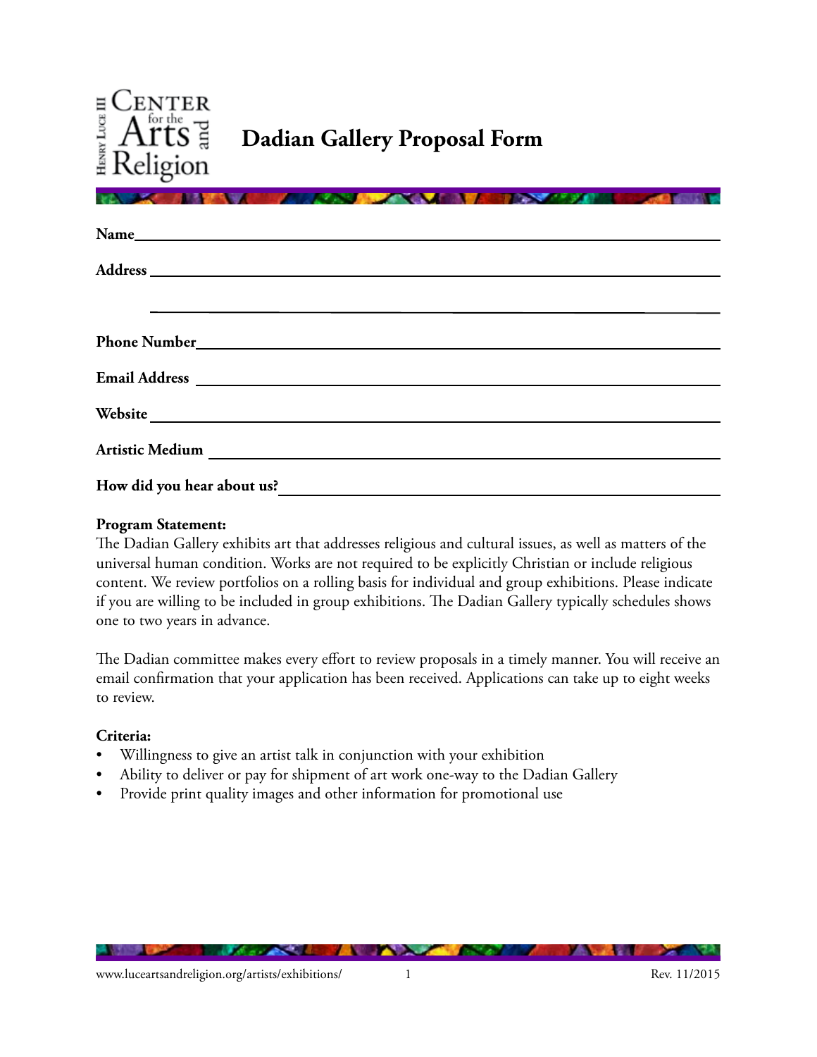Henry Luce III Center for the Arts and Religion

# Dadian Gallery Proposal Form

**Name** ______________________________________________

**Address** ______________________________________________

______________________________________________

**Phone Number** ______________________________________________

**Email Address** ______________________________________________

**Website** ______________________________________________

**Artistic Medium** ______________________________________________

**How did you hear about us?** ______________________________________________

**Program Statement:**
The Dadian Gallery exhibits art that addresses religious and cultural issues, as well as matters of the universal human condition. Works are not required to be explicitly Christian or include religious content. We review portfolios on a rolling basis for individual and group exhibitions. Please indicate if you are willing to be included in group exhibitions. The Dadian Gallery typically schedules shows one to two years in advance.

The Dadian committee makes every effort to review proposals in a timely manner. You will receive an email confirmation that your application has been received. Applications can take up to eight weeks to review.

**Criteria:**
- Willingness to give an artist talk in conjunction with your exhibition
- Ability to deliver or pay for shipment of art work one-way to the Dadian Gallery
- Provide print quality images and other information for promotional use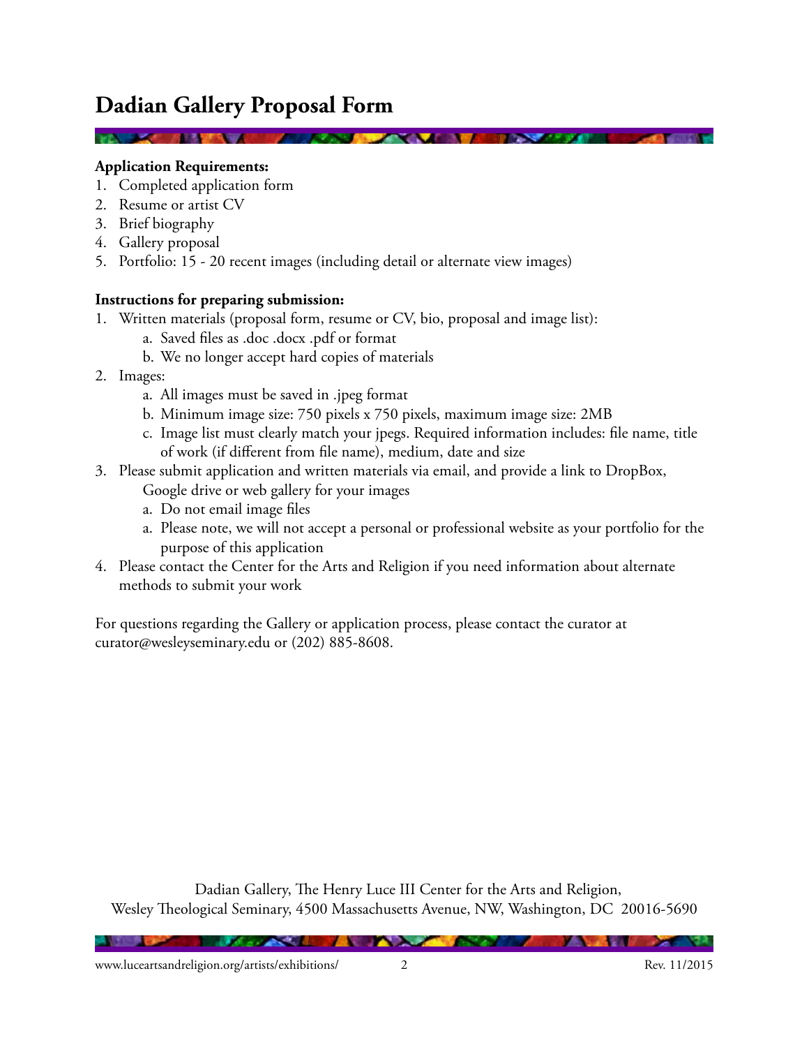# Dadian Gallery Proposal Form

**Application Requirements:**

1. Completed application form
2. Resume or artist CV
3. Brief biography
4. Gallery proposal
5. Portfolio: 15 - 20 recent images (including detail or alternate view images)

**Instructions for preparing submission:**

1. Written materials (proposal form, resume or CV, bio, proposal and image list):
   a. Saved files as .doc .docx .pdf or format
   b. We no longer accept hard copies of materials
2. Images:
   a. All images must be saved in .jpeg format
   b. Minimum image size: 750 pixels x 750 pixels, maximum image size: 2MB
   c. Image list must clearly match your jpegs. Required information includes: file name, title of work (if different from file name), medium, date and size
3. Please submit application and written materials via email, and provide a link to DropBox, Google drive or web gallery for your images
   a. Do not email image files
   a. Please note, we will not accept a personal or professional website as your portfolio for the purpose of this application
4. Please contact the Center for the Arts and Religion if you need information about alternate methods to submit your work

For questions regarding the Gallery or application process, please contact the curator at curator@wesleyseminary.edu or (202) 885-8608.

Dadian Gallery, The Henry Luce III Center for the Arts and Religion,
Wesley Theological Seminary, 4500 Massachusetts Avenue, NW, Washington, DC 20016-5690